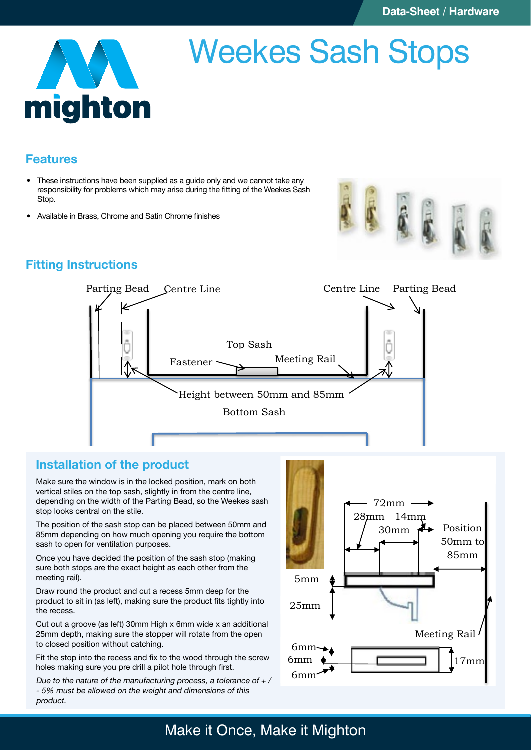# Weekes Sash Stops

## Features

- These instructions have been supplied as a guide only and we cannot take any responsibility for problems which may arise during the fitting of the Weekes Sash Stop.
- Available in Brass, Chrome and Satin Chrome finishes

## Fitting Instructions

Parting Bead — Centre Line — Centre Line — Parting Bead

Top Sash — Fastener — Meeting Rail

Height between 50mm and 85mm

Bottom Sash

## Installation of the product

Make sure the window is in the locked position, mark on both vertical stiles on the top sash, slightly in from the centre line, depending on the width of the Parting Bead, so the Weekes sash stop looks central on the stile.

The position of the sash stop can be placed between 50mm and 85mm depending on how much opening you require the bottom sash to open for ventilation purposes.

Once you have decided the position of the sash stop (making sure both stops are the exact height as each other from the meeting rail).

Draw round the product and cut a recess 5mm deep for the product to sit in (as left), making sure the product fits tightly into the recess.

Cut out a groove (as left) 30mm High x 6mm wide x an additional 25mm depth, making sure the stopper will rotate from the open to closed position without catching.

Fit the stop into the recess and fix to the wood through the screw holes making sure you pre drill a pilot hole through first.

*Due to the nature of the manufacturing process, a tolerance of + / - 5% must be allowed on the weight and dimensions of this product.*

72mm — 28mm — 14mm — 30mm — Position 50mm to 85mm — 5mm — 25mm — Meeting Rail — 6mm — 6mm — 6mm — 17mm

Make it Once, Make it Mighton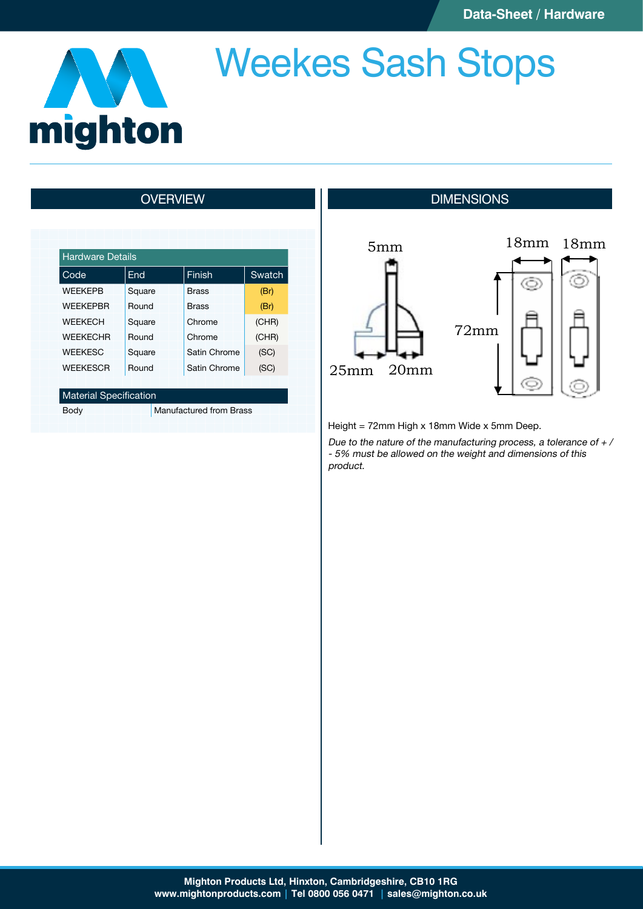Data-Sheet / Hardware

mighton

# Weekes Sash Stops

## OVERVIEW

| Code | End | Finish | Swatch |
|---|---|---|---|
| WEEKEPB | Square | Brass | (Br) |
| WEEKEPBR | Round | Brass | (Br) |
| WEEKECH | Square | Chrome | (CHR) |
| WEEKECHR | Round | Chrome | (CHR) |
| WEEKESC | Square | Satin Chrome | (SC) |
| WEEKESCR | Round | Satin Chrome | (SC) |

Hardware Details

| Material Specification | |
|---|---|
| Body | Manufactured from Brass |

## DIMENSIONS

5mm
18mm
18mm
72mm
25mm
20mm

Height = 72mm High x 18mm Wide x 5mm Deep.

*Due to the nature of the manufacturing process, a tolerance of + / - 5% must be allowed on the weight and dimensions of this product.*

**Mighton Products Ltd, Hinxton, Cambridgeshire, CB10 1RG**
**www.mightonproducts.com | Tel 0800 056 0471 | sales@mighton.co.uk**